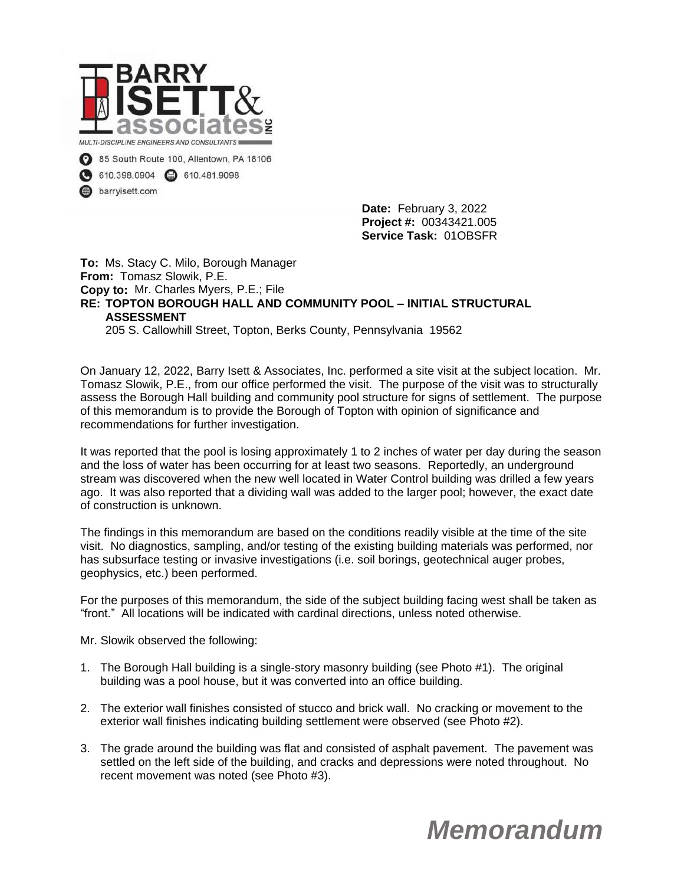**BARRY ISETT & associates INC**

MULTI-DISCIPLINE ENGINEERS AND CONSULTANTS

85 South Route 100, Allentown, PA 18106

610.398.0904 610.481.9098

barryisett.com

**Date:** February 3, 2022
**Project #:** 00343421.005
**Service Task:** 01OBSFR

**To:** Ms. Stacy C. Milo, Borough Manager
**From:** Tomasz Slowik, P.E.
**Copy to:** Mr. Charles Myers, P.E.; File
**RE: TOPTON BOROUGH HALL AND COMMUNITY POOL – INITIAL STRUCTURAL ASSESSMENT**
205 S. Callowhill Street, Topton, Berks County, Pennsylvania 19562

On January 12, 2022, Barry Isett & Associates, Inc. performed a site visit at the subject location. Mr. Tomasz Slowik, P.E., from our office performed the visit. The purpose of the visit was to structurally assess the Borough Hall building and community pool structure for signs of settlement. The purpose of this memorandum is to provide the Borough of Topton with opinion of significance and recommendations for further investigation.

It was reported that the pool is losing approximately 1 to 2 inches of water per day during the season and the loss of water has been occurring for at least two seasons. Reportedly, an underground stream was discovered when the new well located in Water Control building was drilled a few years ago. It was also reported that a dividing wall was added to the larger pool; however, the exact date of construction is unknown.

The findings in this memorandum are based on the conditions readily visible at the time of the site visit. No diagnostics, sampling, and/or testing of the existing building materials was performed, nor has subsurface testing or invasive investigations (i.e. soil borings, geotechnical auger probes, geophysics, etc.) been performed.

For the purposes of this memorandum, the side of the subject building facing west shall be taken as "front." All locations will be indicated with cardinal directions, unless noted otherwise.

Mr. Slowik observed the following:

1. The Borough Hall building is a single-story masonry building (see Photo #1). The original building was a pool house, but it was converted into an office building.

2. The exterior wall finishes consisted of stucco and brick wall. No cracking or movement to the exterior wall finishes indicating building settlement were observed (see Photo #2).

3. The grade around the building was flat and consisted of asphalt pavement. The pavement was settled on the left side of the building, and cracks and depressions were noted throughout. No recent movement was noted (see Photo #3).

*Memorandum*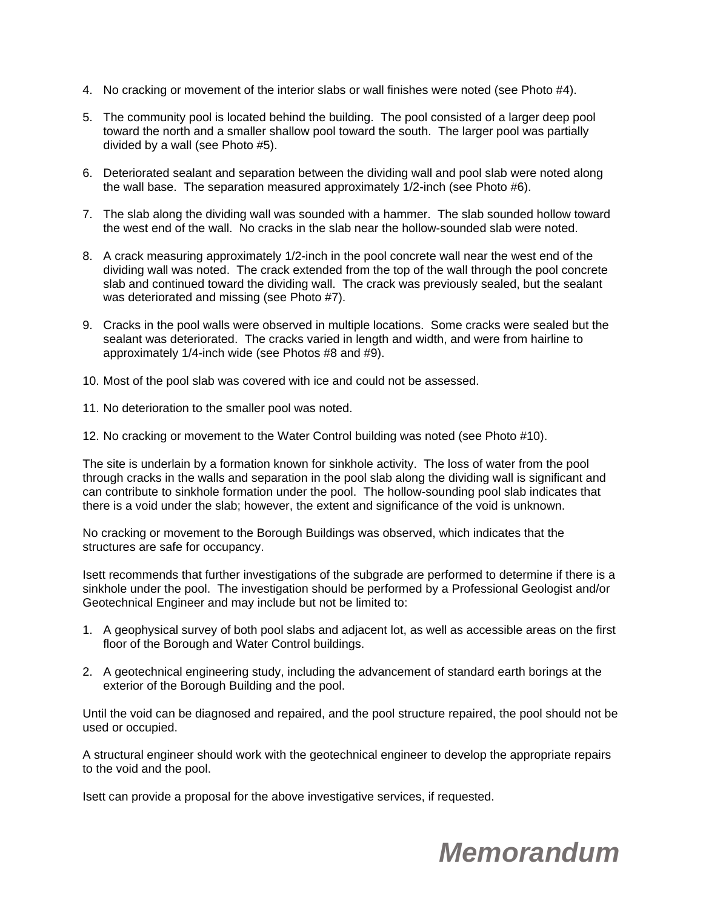4. No cracking or movement of the interior slabs or wall finishes were noted (see Photo #4).

5. The community pool is located behind the building. The pool consisted of a larger deep pool toward the north and a smaller shallow pool toward the south. The larger pool was partially divided by a wall (see Photo #5).

6. Deteriorated sealant and separation between the dividing wall and pool slab were noted along the wall base. The separation measured approximately 1/2-inch (see Photo #6).

7. The slab along the dividing wall was sounded with a hammer. The slab sounded hollow toward the west end of the wall. No cracks in the slab near the hollow-sounded slab were noted.

8. A crack measuring approximately 1/2-inch in the pool concrete wall near the west end of the dividing wall was noted. The crack extended from the top of the wall through the pool concrete slab and continued toward the dividing wall. The crack was previously sealed, but the sealant was deteriorated and missing (see Photo #7).

9. Cracks in the pool walls were observed in multiple locations. Some cracks were sealed but the sealant was deteriorated. The cracks varied in length and width, and were from hairline to approximately 1/4-inch wide (see Photos #8 and #9).

10. Most of the pool slab was covered with ice and could not be assessed.

11. No deterioration to the smaller pool was noted.

12. No cracking or movement to the Water Control building was noted (see Photo #10).

The site is underlain by a formation known for sinkhole activity. The loss of water from the pool through cracks in the walls and separation in the pool slab along the dividing wall is significant and can contribute to sinkhole formation under the pool. The hollow-sounding pool slab indicates that there is a void under the slab; however, the extent and significance of the void is unknown.

No cracking or movement to the Borough Buildings was observed, which indicates that the structures are safe for occupancy.

Isett recommends that further investigations of the subgrade are performed to determine if there is a sinkhole under the pool. The investigation should be performed by a Professional Geologist and/or Geotechnical Engineer and may include but not be limited to:

1. A geophysical survey of both pool slabs and adjacent lot, as well as accessible areas on the first floor of the Borough and Water Control buildings.

2. A geotechnical engineering study, including the advancement of standard earth borings at the exterior of the Borough Building and the pool.

Until the void can be diagnosed and repaired, and the pool structure repaired, the pool should not be used or occupied.

A structural engineer should work with the geotechnical engineer to develop the appropriate repairs to the void and the pool.

Isett can provide a proposal for the above investigative services, if requested.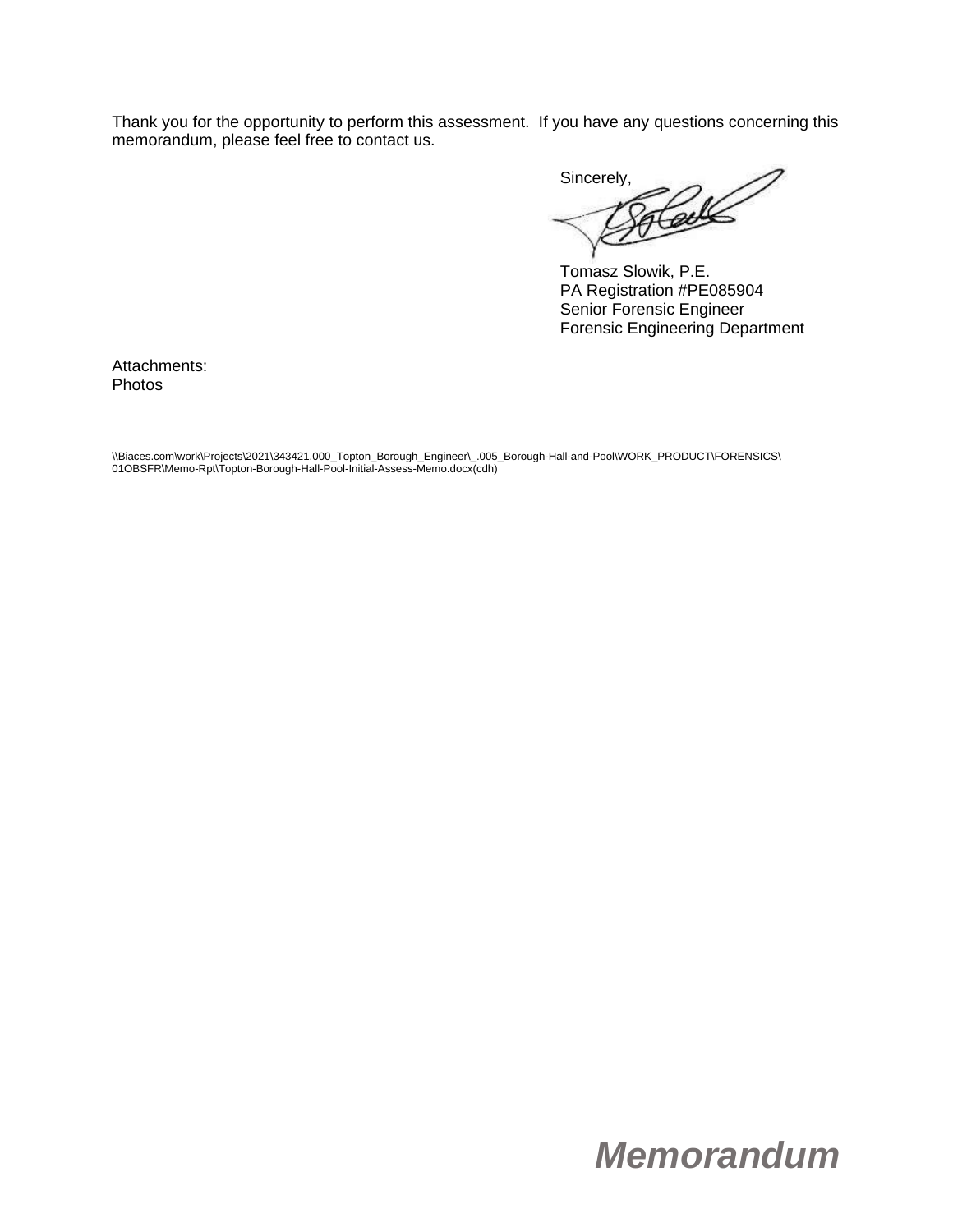Thank you for the opportunity to perform this assessment. If you have any questions concerning this memorandum, please feel free to contact us.

Sincerely,

Tomasz Slowik, P.E.
PA Registration #PE085904
Senior Forensic Engineer
Forensic Engineering Department

Attachments:
Photos

\\Biaces.com\work\Projects\2021\343421.000_Topton_Borough_Engineer\_.005_Borough-Hall-and-Pool\WORK_PRODUCT\FORENSICS\01OBSFR\Memo-Rpt\Topton-Borough-Hall-Pool-Initial-Assess-Memo.docx(cdh)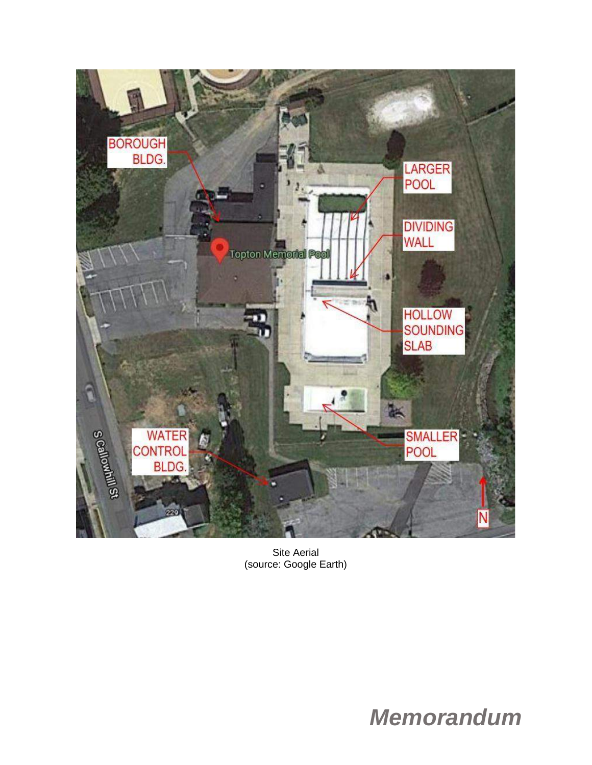Site Aerial
(source: Google Earth)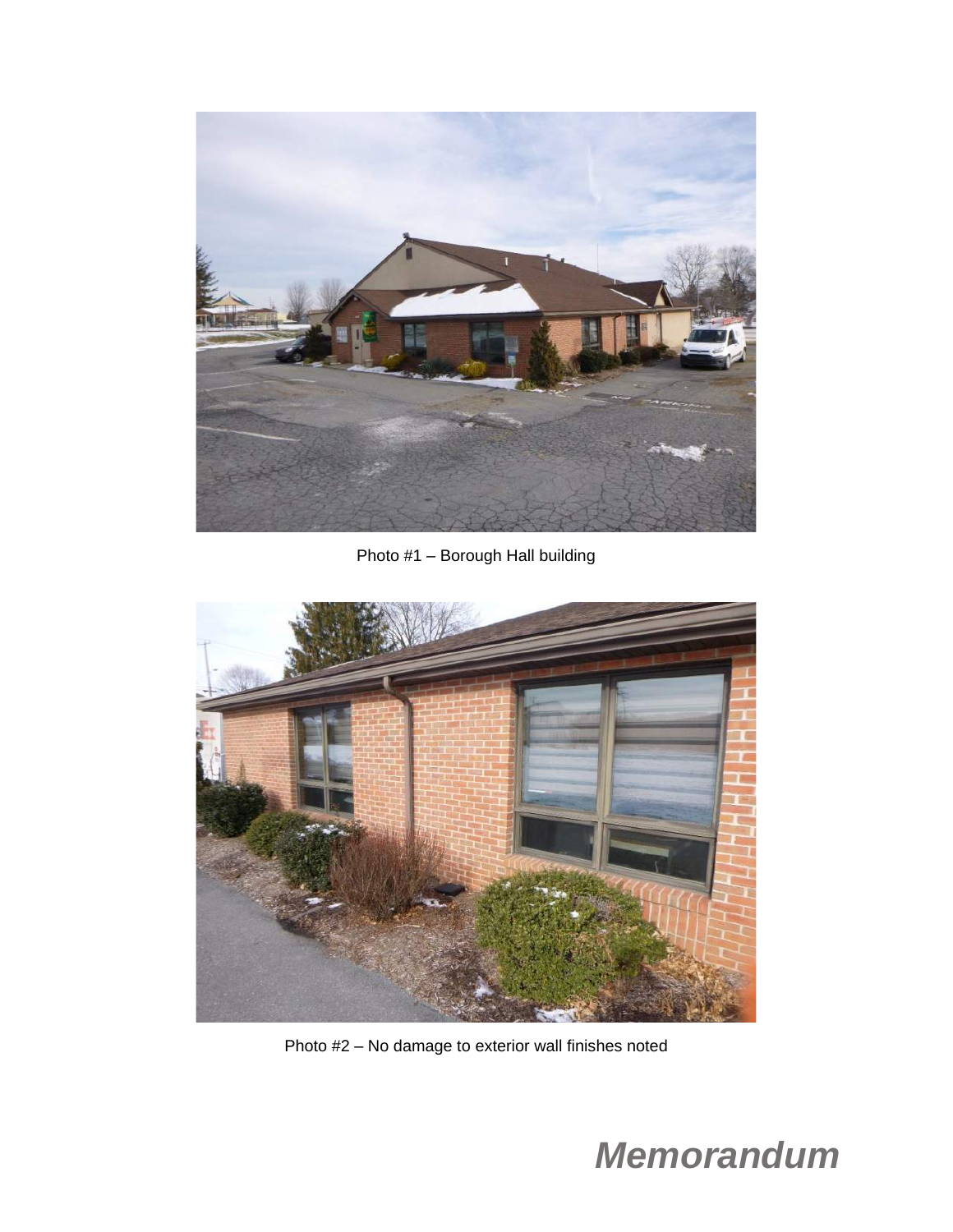Photo #1 – Borough Hall building

Photo #2 – No damage to exterior wall finishes noted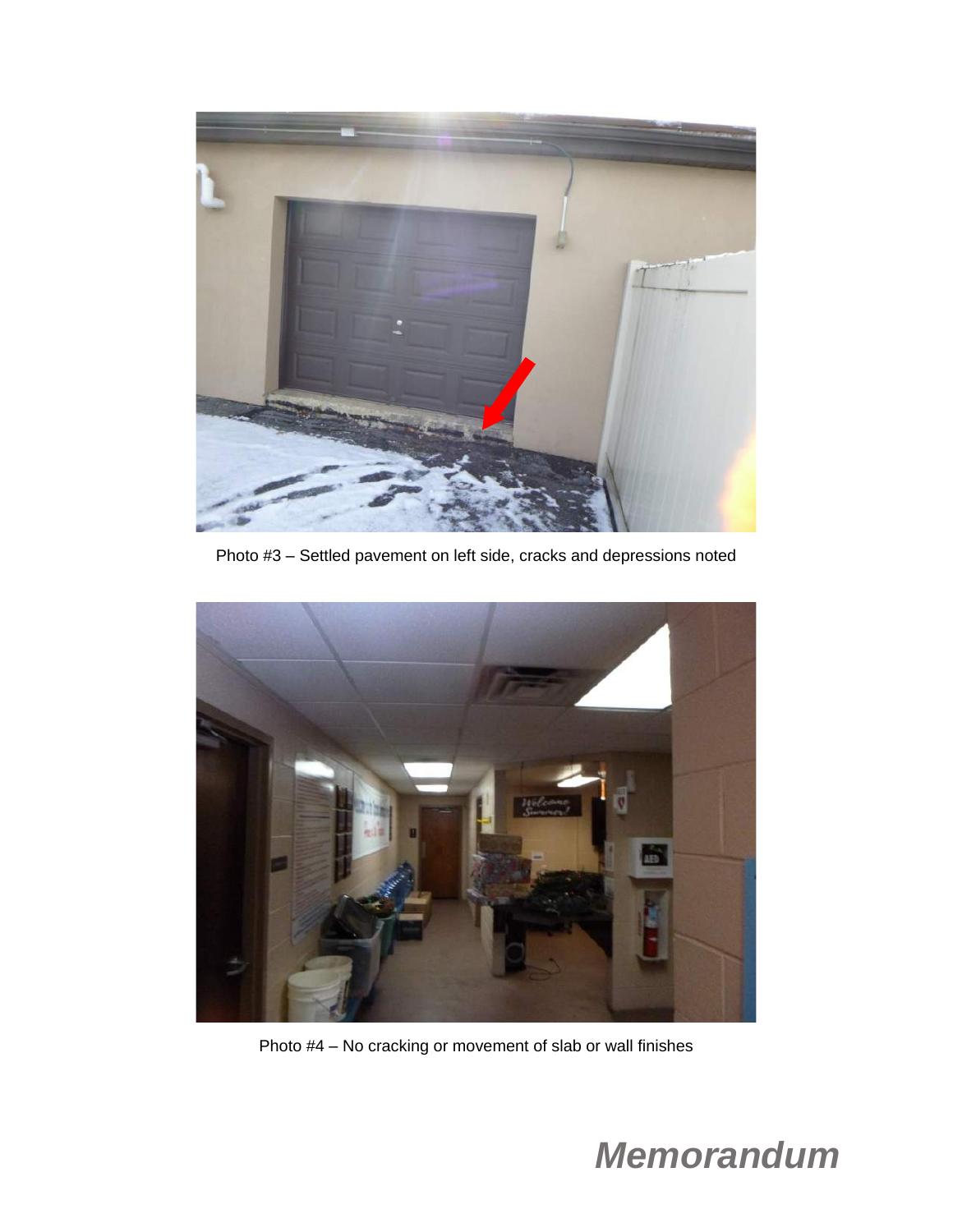Photo #3 – Settled pavement on left side, cracks and depressions noted

Photo #4 – No cracking or movement of slab or wall finishes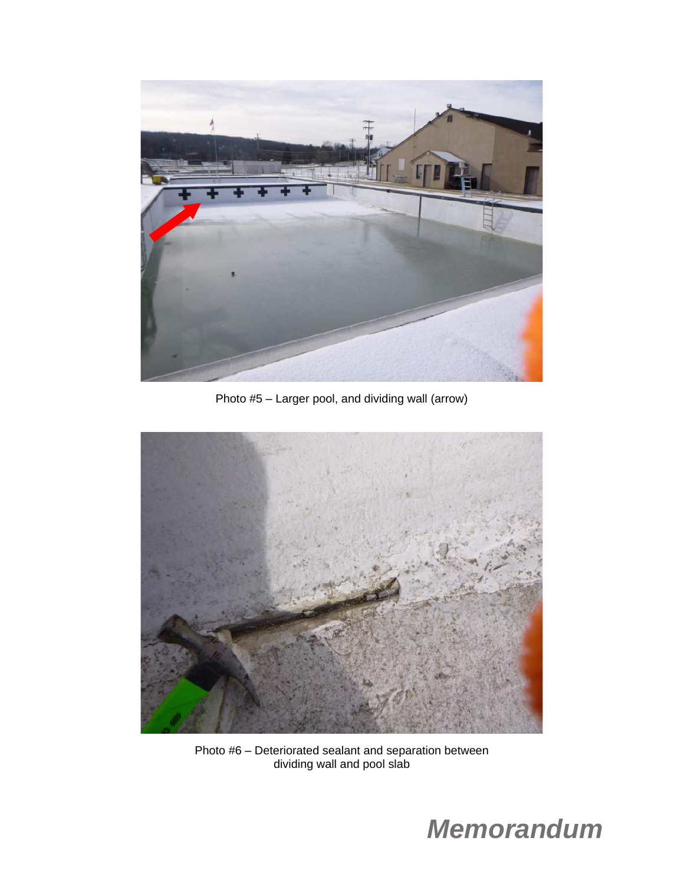Photo #5 – Larger pool, and dividing wall (arrow)

Photo #6 – Deteriorated sealant and separation between dividing wall and pool slab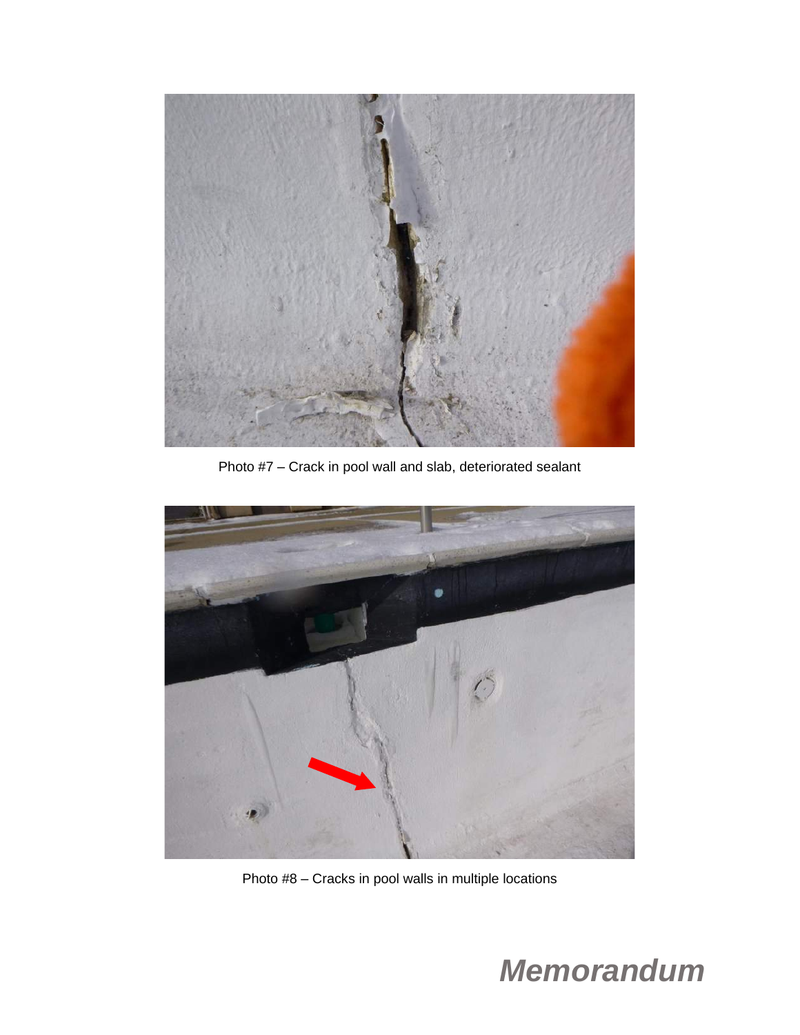Photo #7 – Crack in pool wall and slab, deteriorated sealant

Photo #8 – Cracks in pool walls in multiple locations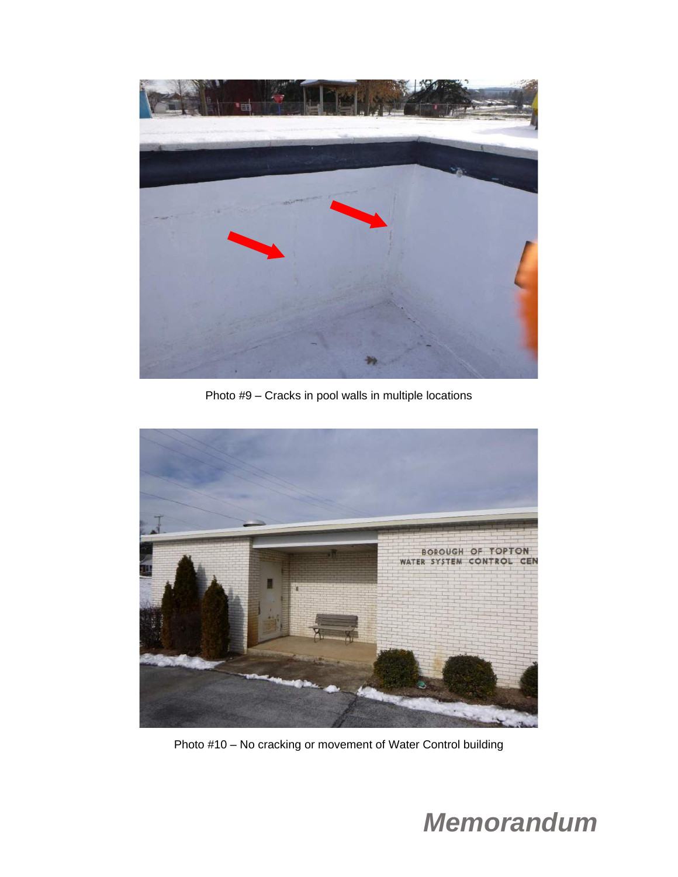Photo #9 – Cracks in pool walls in multiple locations

Photo #10 – No cracking or movement of Water Control building